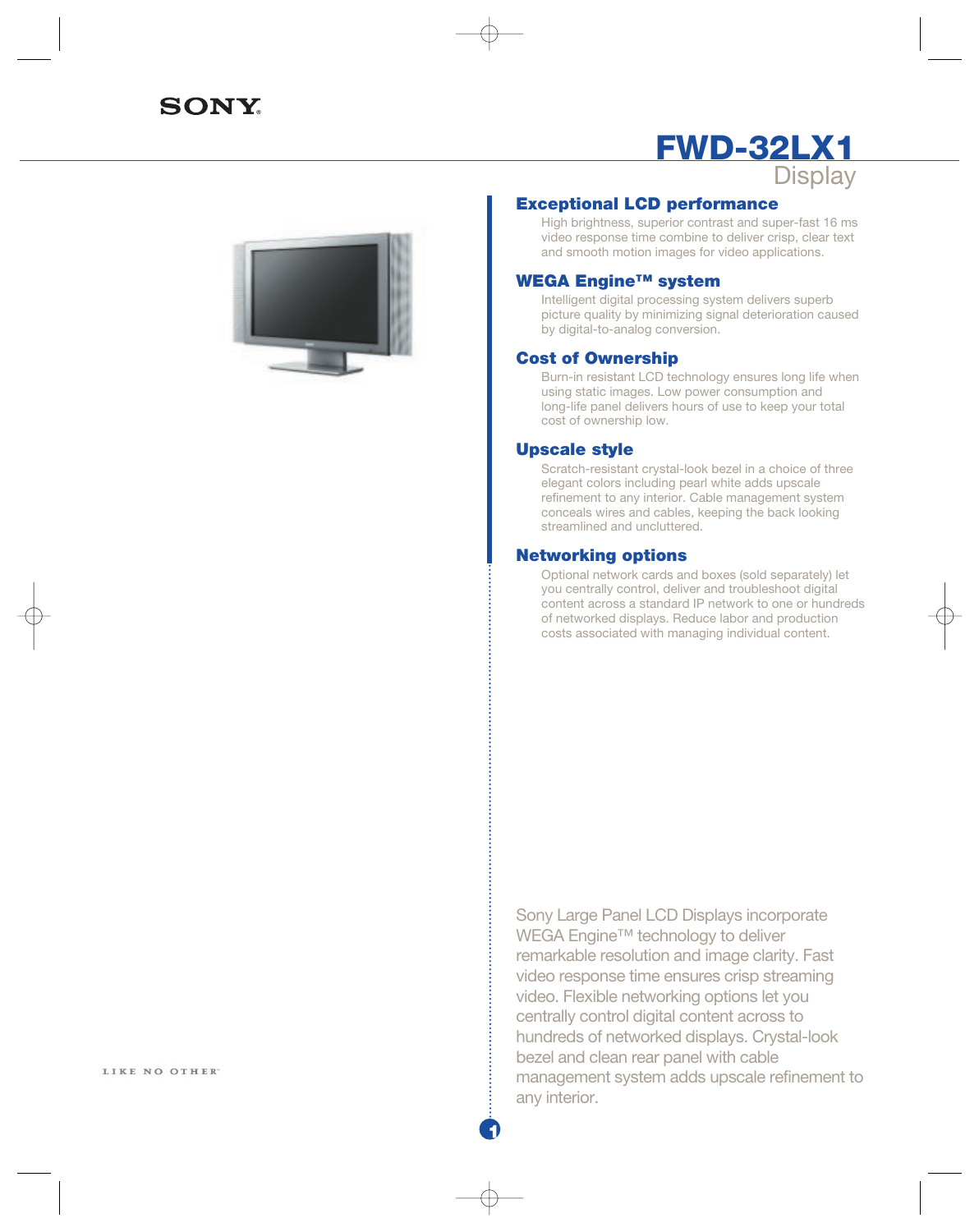SONY

# FWD-32LX1

Display

## Exceptional LCD performance

High brightness, superior contrast and super-fast 16 ms video response time combine to deliver crisp, clear text and smooth motion images for video applications.

## WEGA Engine™ system

Intelligent digital processing system delivers superb picture quality by minimizing signal deterioration caused by digital-to-analog conversion.

## Cost of Ownership

Burn-in resistant LCD technology ensures long life when using static images. Low power consumption and long-life panel delivers hours of use to keep your total cost of ownership low.

## Upscale style

Scratch-resistant crystal-look bezel in a choice of three elegant colors including pearl white adds upscale refinement to any interior. Cable management system conceals wires and cables, keeping the back looking streamlined and uncluttered.

## Networking options

Optional network cards and boxes (sold separately) let you centrally control, deliver and troubleshoot digital content across a standard IP network to one or hundreds of networked displays. Reduce labor and production costs associated with managing individual content.

Sony Large Panel LCD Displays incorporate WEGA Engine™ technology to deliver remarkable resolution and image clarity. Fast video response time ensures crisp streaming video. Flexible networking options let you centrally control digital content across to hundreds of networked displays. Crystal-look bezel and clean rear panel with cable management system adds upscale refinement to any interior.

LIKE NO OTHER®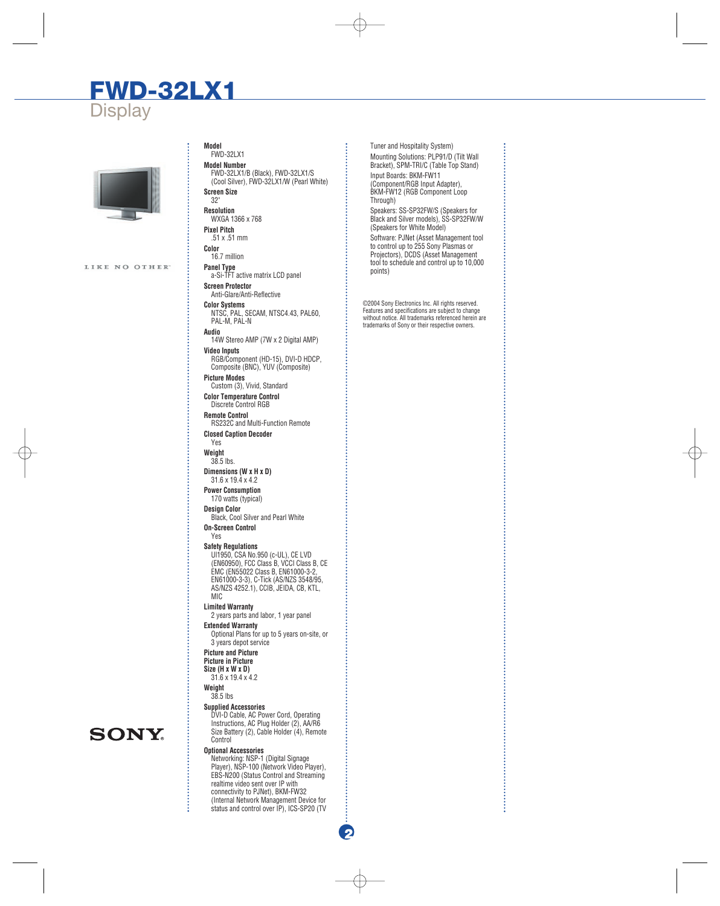# FWD-32LX1

## Display

LIKE NO OTHER™

SONY

**Model**
FWD-32LX1

**Model Number**
FWD-32LX1/B (Black), FWD-32LX1/S (Cool Silver), FWD-32LX1/W (Pearl White)

**Screen Size**
32"

**Resolution**
WXGA 1366 x 768

**Pixel Pitch**
.51 x .51 mm

**Color**
16.7 million

**Panel Type**
a-Si-TFT active matrix LCD panel

**Screen Protector**
Anti-Glare/Anti-Reflective

**Color Systems**
NTSC, PAL, SECAM, NTSC4.43, PAL60, PAL-M, PAL-N

**Audio**
14W Stereo AMP (7W x 2 Digital AMP)

**Video Inputs**
RGB/Component (HD-15), DVI-D HDCP, Composite (BNC), YUV (Composite)

**Picture Modes**
Custom (3), Vivid, Standard

**Color Temperature Control**
Discrete Control RGB

**Remote Control**
RS232C and Multi-Function Remote

**Closed Caption Decoder**
Yes

**Weight**
38.5 lbs.

**Dimensions (W x H x D)**
31.6 x 19.4 x 4.2

**Power Consumption**
170 watts (typical)

**Design Color**
Black, Cool Silver and Pearl White

**On-Screen Control**
Yes

**Safety Regulations**
Ul1950, CSA No.950 (c-UL), CE LVD (EN60950), FCC Class B, VCCI Class B, CE EMC (EN55022 Class B, EN61000-3-2, EN61000-3-3), C-Tick (AS/NZS 3548/95, AS/NZS 4252.1), CCIB, JEIDA, CB, KTL, MIC

**Limited Warranty**
2 years parts and labor, 1 year panel

**Extended Warranty**
Optional Plans for up to 5 years on-site, or 3 years depot service

**Picture and Picture**
**Picture in Picture**
**Size (H x W x D)**
31.6 x 19.4 x 4.2

**Weight**
38.5 lbs

**Supplied Accessories**
DVI-D Cable, AC Power Cord, Operating Instructions, AC Plug Holder (2), AA/R6 Size Battery (2), Cable Holder (4), Remote Control

**Optional Accessories**
Networking: NSP-1 (Digital Signage Player), NSP-100 (Network Video Player), EBS-N200 (Status Control and Streaming realtime video sent over IP with connectivity to PJNet), BKM-FW32 (Internal Network Management Device for status and control over IP), ICS-SP20 (TV Tuner and Hospitality System)

Mounting Solutions: PLP91/D (Tilt Wall Bracket), SPM-TRI/C (Table Top Stand)

Input Boards: BKM-FW11 (Component/RGB Input Adapter), BKM-FW12 (RGB Component Loop Through)

Speakers: SS-SP32FW/S (Speakers for Black and Silver models), SS-SP32FW/W (Speakers for White Model)

Software: PJNet (Asset Management tool to control up to 255 Sony Plasmas or Projectors), DCDS (Asset Management tool to schedule and control up to 10,000 points)

©2004 Sony Electronics Inc. All rights reserved. Features and specifications are subject to change without notice. All trademarks referenced herein are trademarks of Sony or their respective owners.